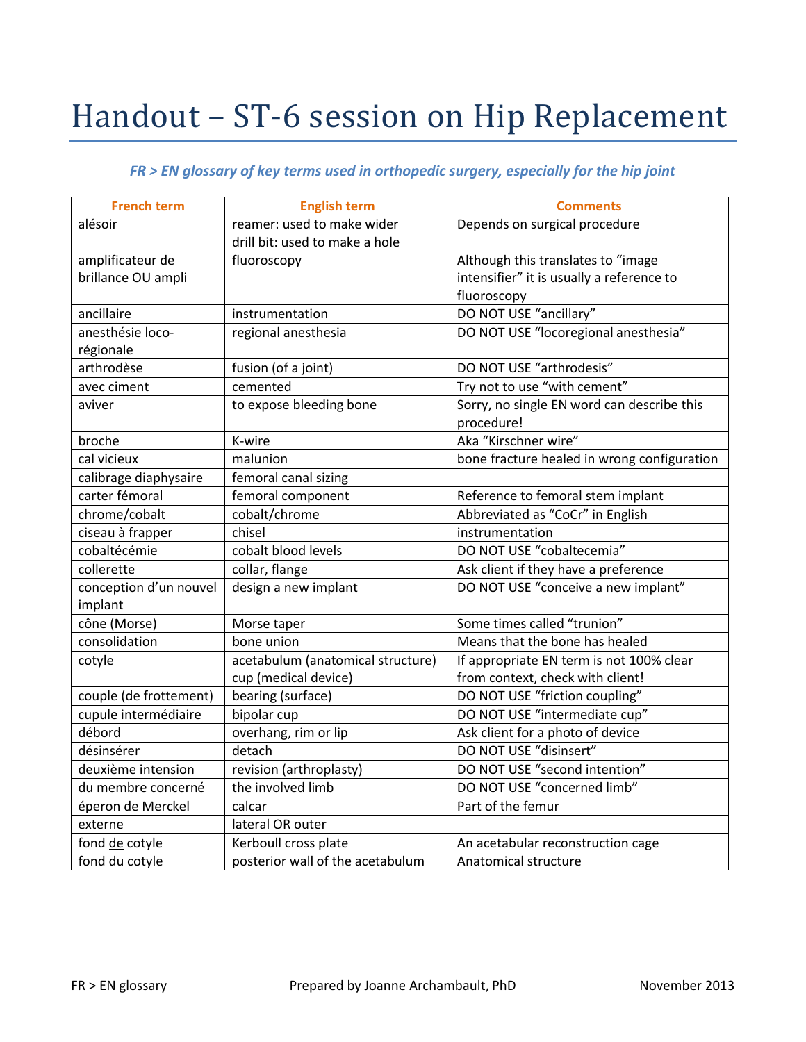# Handout – ST-6 session on Hip Replacement

***FR > EN glossary of key terms used in orthopedic surgery, especially for the hip joint***

| French term | English term | Comments |
|---|---|---|
| alésoir | reamer: used to make wider<br>drill bit: used to make a hole | Depends on surgical procedure |
| amplificateur de brillance OU ampli | fluoroscopy | Although this translates to "image intensifier" it is usually a reference to fluoroscopy |
| ancillaire | instrumentation | DO NOT USE "ancillary" |
| anesthésie loco-régionale | regional anesthesia | DO NOT USE "locoregional anesthesia" |
| arthrodèse | fusion (of a joint) | DO NOT USE "arthrodesis" |
| avec ciment | cemented | Try not to use "with cement" |
| aviver | to expose bleeding bone | Sorry, no single EN word can describe this procedure! |
| broche | K-wire | Aka "Kirschner wire" |
| cal vicieux | malunion | bone fracture healed in wrong configuration |
| calibrage diaphysaire | femoral canal sizing | |
| carter fémoral | femoral component | Reference to femoral stem implant |
| chrome/cobalt | cobalt/chrome | Abbreviated as "CoCr" in English |
| ciseau à frapper | chisel | instrumentation |
| cobaltécémie | cobalt blood levels | DO NOT USE "cobaltecemia" |
| collerette | collar, flange | Ask client if they have a preference |
| conception d'un nouvel implant | design a new implant | DO NOT USE "conceive a new implant" |
| cône (Morse) | Morse taper | Some times called "trunion" |
| consolidation | bone union | Means that the bone has healed |
| cotyle | acetabulum (anatomical structure)<br>cup (medical device) | If appropriate EN term is not 100% clear from context, check with client! |
| couple (de frottement) | bearing (surface) | DO NOT USE "friction coupling" |
| cupule intermédiaire | bipolar cup | DO NOT USE "intermediate cup" |
| débord | overhang, rim or lip | Ask client for a photo of device |
| désinsérer | detach | DO NOT USE "disinsert" |
| deuxième intension | revision (arthroplasty) | DO NOT USE "second intention" |
| du membre concerné | the involved limb | DO NOT USE "concerned limb" |
| éperon de Merckel | calcar | Part of the femur |
| externe | lateral OR outer | |
| fond <u>de</u> cotyle | Kerboull cross plate | An acetabular reconstruction cage |
| fond <u>du</u> cotyle | posterior wall of the acetabulum | Anatomical structure |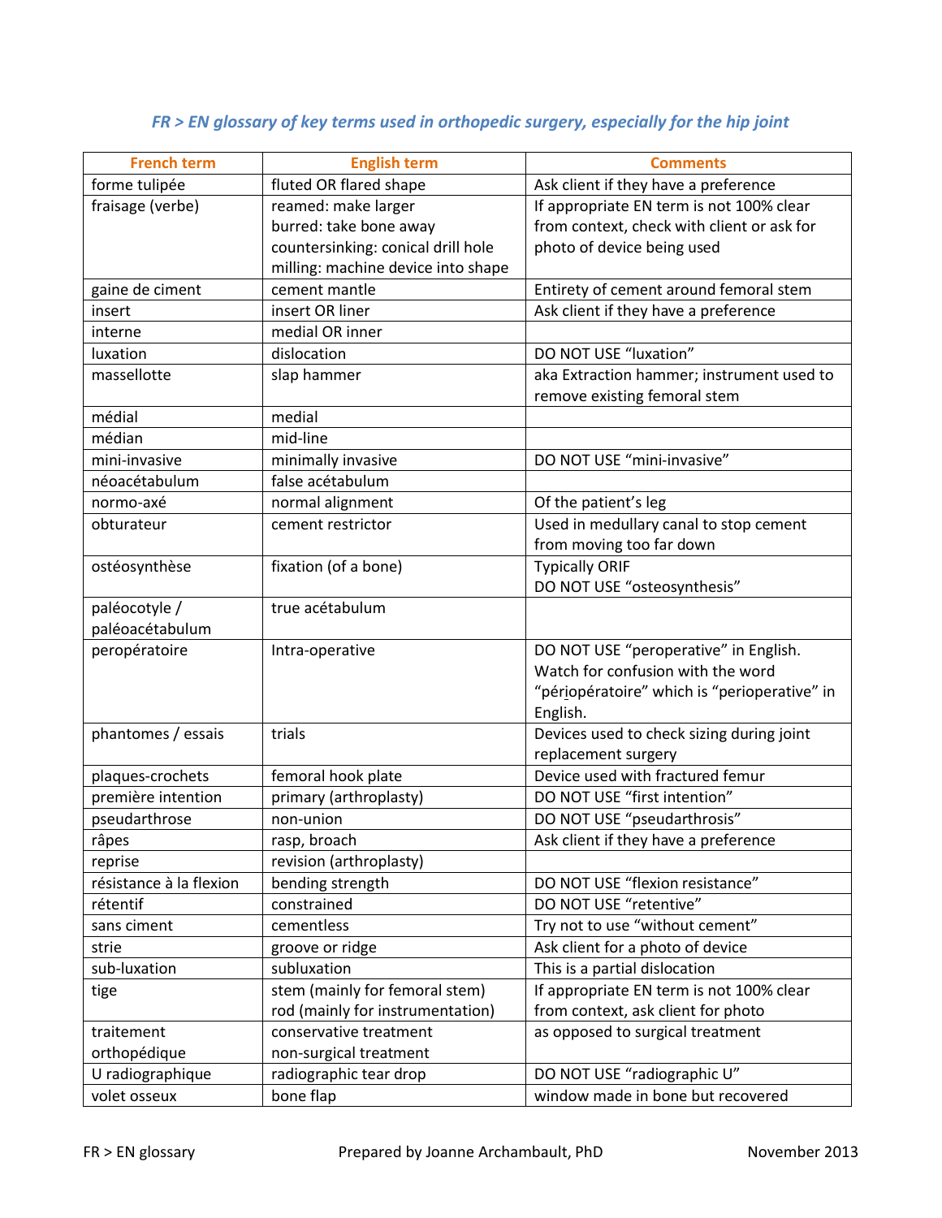*FR > EN glossary of key terms used in orthopedic surgery, especially for the hip joint*

| French term | English term | Comments |
|---|---|---|
| forme tulipée | fluted OR flared shape | Ask client if they have a preference |
| fraisage (verbe) | reamed: make larger<br>burred: take bone away<br>countersinking: conical drill hole<br>milling: machine device into shape | If appropriate EN term is not 100% clear from context, check with client or ask for photo of device being used |
| gaine de ciment | cement mantle | Entirety of cement around femoral stem |
| insert | insert OR liner | Ask client if they have a preference |
| interne | medial OR inner | |
| luxation | dislocation | DO NOT USE "luxation" |
| massellotte | slap hammer | aka Extraction hammer; instrument used to remove existing femoral stem |
| médial | medial | |
| médian | mid-line | |
| mini-invasive | minimally invasive | DO NOT USE "mini-invasive" |
| néoacétabulum | false acétabulum | |
| normo-axé | normal alignment | Of the patient's leg |
| obturateur | cement restrictor | Used in medullary canal to stop cement from moving too far down |
| ostéosynthèse | fixation (of a bone) | Typically ORIF<br>DO NOT USE "osteosynthesis" |
| paléocotyle / paléoacétabulum | true acétabulum | |
| peropératoire | Intra-operative | DO NOT USE "peroperative" in English. Watch for confusion with the word "périopératoire" which is "perioperative" in English. |
| phantomes / essais | trials | Devices used to check sizing during joint replacement surgery |
| plaques-crochets | femoral hook plate | Device used with fractured femur |
| première intention | primary (arthroplasty) | DO NOT USE "first intention" |
| pseudarthrose | non-union | DO NOT USE "pseudarthrosis" |
| râpes | rasp, broach | Ask client if they have a preference |
| reprise | revision (arthroplasty) | |
| résistance à la flexion | bending strength | DO NOT USE "flexion resistance" |
| rétentif | constrained | DO NOT USE "retentive" |
| sans ciment | cementless | Try not to use "without cement" |
| strie | groove or ridge | Ask client for a photo of device |
| sub-luxation | subluxation | This is a partial dislocation |
| tige | stem (mainly for femoral stem)<br>rod (mainly for instrumentation) | If appropriate EN term is not 100% clear from context, ask client for photo |
| traitement orthopédique | conservative treatment<br>non-surgical treatment | as opposed to surgical treatment |
| U radiographique | radiographic tear drop | DO NOT USE "radiographic U" |
| volet osseux | bone flap | window made in bone but recovered |

FR > EN glossary — Prepared by Joanne Archambault, PhD — November 2013